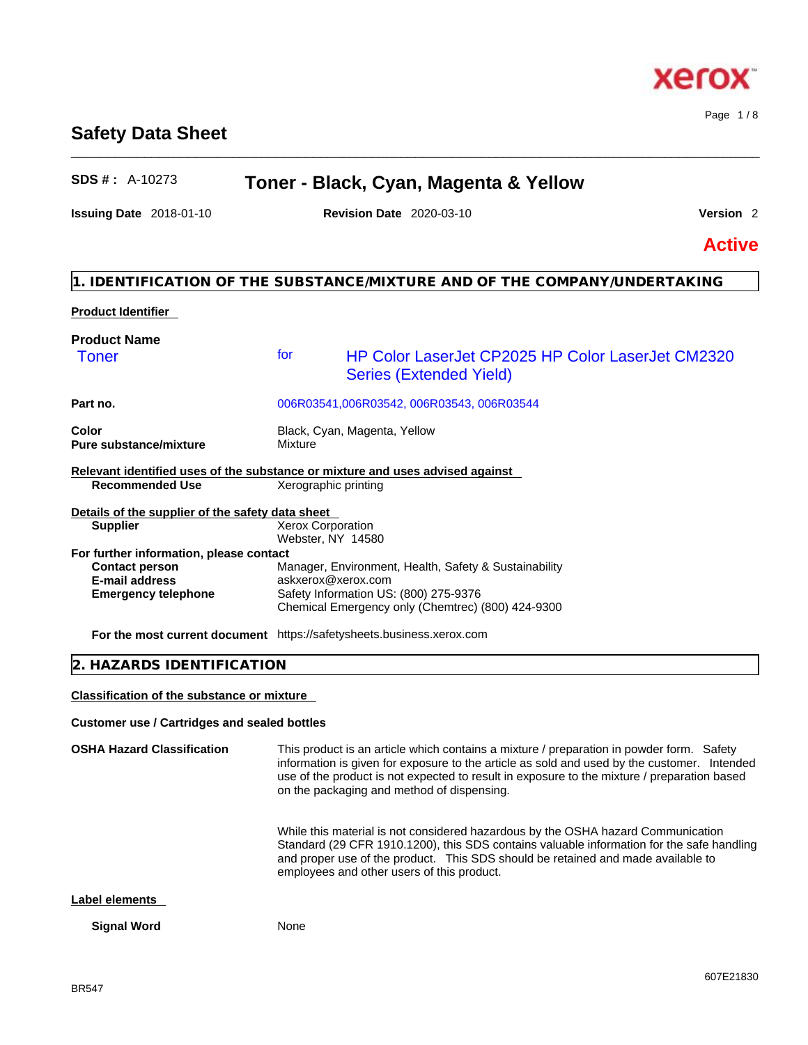# Safety Data Sheet

**SDS # :** A-10273 **Toner - Black, Cyan, Magenta & Yellow**

**Issuing Date** 2018-01-10 **Revision Date** 2020-03-10 **Version** 2

**Active**

## 1. IDENTIFICATION OF THE SUBSTANCE/MIXTURE AND OF THE COMPANY/UNDERTAKING

**Product Identifier**

**Product Name**

Toner for HP Color LaserJet CP2025 HP Color LaserJet CM2320 Series (Extended Yield)

| | |
|---|---|
| **Part no.** | 006R03541,006R03542, 006R03543, 006R03544 |
| **Color** | Black, Cyan, Magenta, Yellow |
| **Pure substance/mixture** | Mixture |

**Relevant identified uses of the substance or mixture and uses advised against**

| | |
|---|---|
| **Recommended Use** | Xerographic printing |

**Details of the supplier of the safety data sheet**

| | |
|---|---|
| **Supplier** | Xerox Corporation<br>Webster, NY 14580 |

**For further information, please contact**

| | |
|---|---|
| **Contact person** | Manager, Environment, Health, Safety & Sustainability |
| **E-mail address** | askxerox@xerox.com |
| **Emergency telephone** | Safety Information US: (800) 275-9376<br>Chemical Emergency only (Chemtrec) (800) 424-9300 |
| **For the most current document** | https://safetysheets.business.xerox.com |

## 2. HAZARDS IDENTIFICATION

**Classification of the substance or mixture**

**Customer use / Cartridges and sealed bottles**

**OSHA Hazard Classification**

This product is an article which contains a mixture / preparation in powder form. Safety information is given for exposure to the article as sold and used by the customer. Intended use of the product is not expected to result in exposure to the mixture / preparation based on the packaging and method of dispensing.

While this material is not considered hazardous by the OSHA hazard Communication Standard (29 CFR 1910.1200), this SDS contains valuable information for the safe handling and proper use of the product. This SDS should be retained and made available to employees and other users of this product.

**Label elements**

**Signal Word** None

607E21830

BR547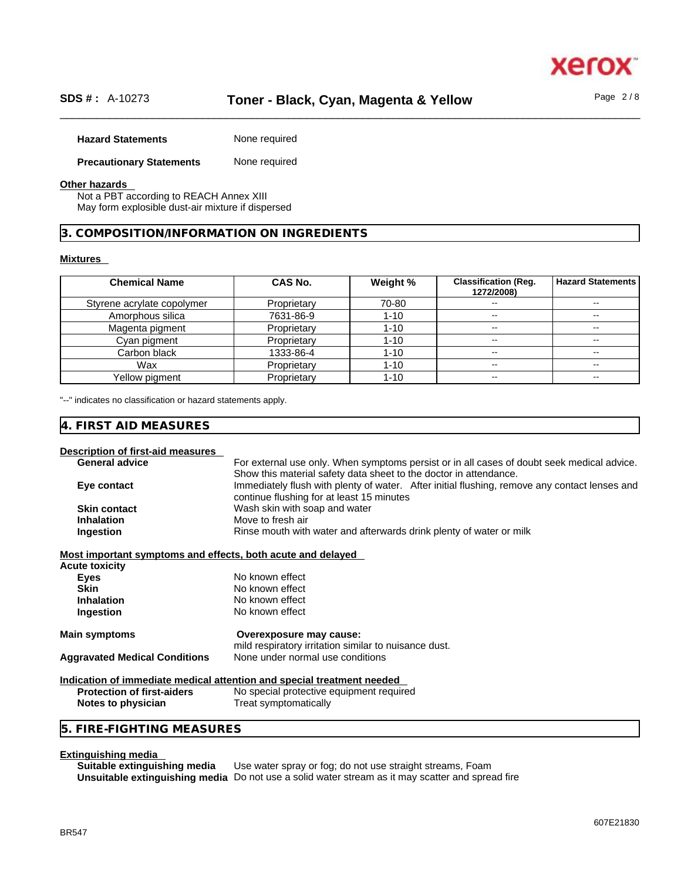**Hazard Statements** None required

**Precautionary Statements** None required

**Other hazards**

Not a PBT according to REACH Annex XIII
May form explosible dust-air mixture if dispersed

## 3. COMPOSITION/INFORMATION ON INGREDIENTS

**Mixtures**

| Chemical Name | CAS No. | Weight % | Classification (Reg. 1272/2008) | Hazard Statements |
|---|---|---|---|---|
| Styrene acrylate copolymer | Proprietary | 70-80 | -- | -- |
| Amorphous silica | 7631-86-9 | 1-10 | -- | -- |
| Magenta pigment | Proprietary | 1-10 | -- | -- |
| Cyan pigment | Proprietary | 1-10 | -- | -- |
| Carbon black | 1333-86-4 | 1-10 | -- | -- |
| Wax | Proprietary | 1-10 | -- | -- |
| Yellow pigment | Proprietary | 1-10 | -- | -- |

"--" indicates no classification or hazard statements apply.

## 4. FIRST AID MEASURES

**Description of first-aid measures**

**General advice** For external use only. When symptoms persist or in all cases of doubt seek medical advice. Show this material safety data sheet to the doctor in attendance.

**Eye contact** Immediately flush with plenty of water. After initial flushing, remove any contact lenses and continue flushing for at least 15 minutes

**Skin contact** Wash skin with soap and water

**Inhalation** Move to fresh air

**Ingestion** Rinse mouth with water and afterwards drink plenty of water or milk

**Most important symptoms and effects, both acute and delayed**

**Acute toxicity**

**Eyes** No known effect

**Skin** No known effect

**Inhalation** No known effect

**Ingestion** No known effect

**Main symptoms** **Overexposure may cause:**
mild respiratory irritation similar to nuisance dust.

**Aggravated Medical Conditions** None under normal use conditions

**Indication of immediate medical attention and special treatment needed**

**Protection of first-aiders** No special protective equipment required

**Notes to physician** Treat symptomatically

## 5. FIRE-FIGHTING MEASURES

**Extinguishing media**

**Suitable extinguishing media** Use water spray or fog; do not use straight streams, Foam

**Unsuitable extinguishing media** Do not use a solid water stream as it may scatter and spread fire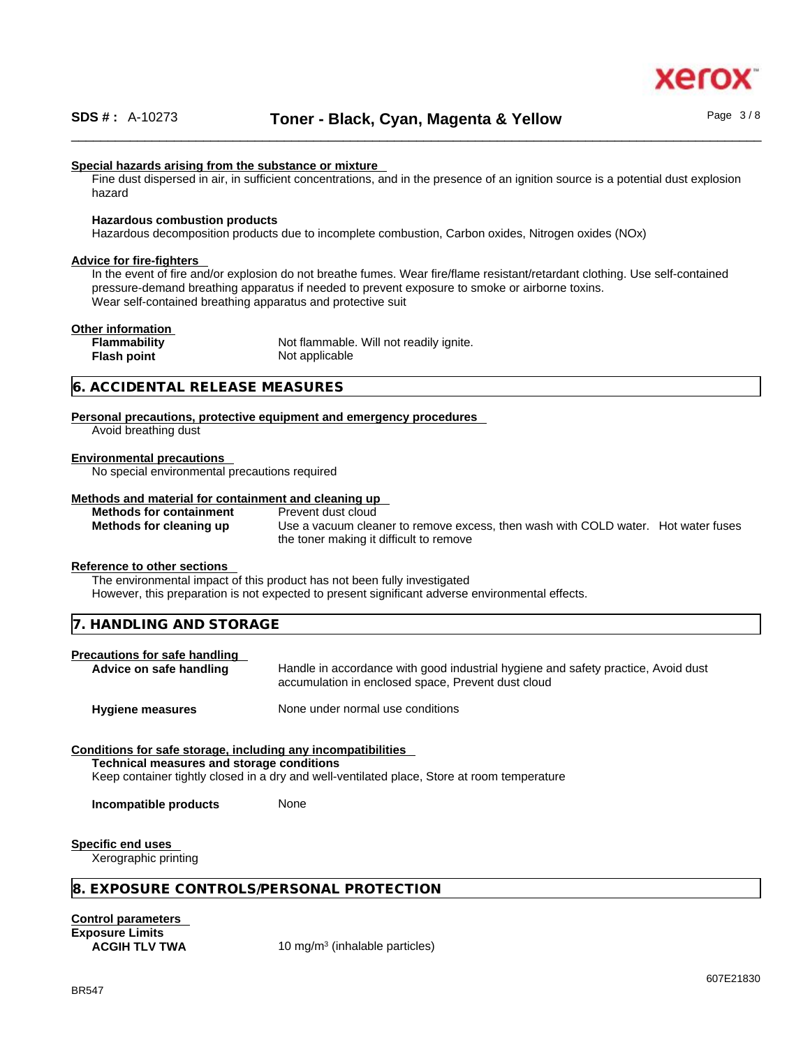#### Special hazards arising from the substance or mixture

Fine dust dispersed in air, in sufficient concentrations, and in the presence of an ignition source is a potential dust explosion hazard

**Hazardous combustion products**

Hazardous decomposition products due to incomplete combustion, Carbon oxides, Nitrogen oxides (NOx)

#### Advice for fire-fighters

In the event of fire and/or explosion do not breathe fumes. Wear fire/flame resistant/retardant clothing. Use self-contained pressure-demand breathing apparatus if needed to prevent exposure to smoke or airborne toxins.
Wear self-contained breathing apparatus and protective suit

#### Other information

| | |
|---|---|
| **Flammability** | Not flammable. Will not readily ignite. |
| **Flash point** | Not applicable |

## 6. ACCIDENTAL RELEASE MEASURES

#### Personal precautions, protective equipment and emergency procedures

Avoid breathing dust

#### Environmental precautions

No special environmental precautions required

#### Methods and material for containment and cleaning up

| | |
|---|---|
| **Methods for containment** | Prevent dust cloud |
| **Methods for cleaning up** | Use a vacuum cleaner to remove excess, then wash with COLD water. Hot water fuses the toner making it difficult to remove |

#### Reference to other sections

The environmental impact of this product has not been fully investigated
However, this preparation is not expected to present significant adverse environmental effects.

## 7. HANDLING AND STORAGE

#### Precautions for safe handling

| | |
|---|---|
| **Advice on safe handling** | Handle in accordance with good industrial hygiene and safety practice, Avoid dust accumulation in enclosed space, Prevent dust cloud |
| **Hygiene measures** | None under normal use conditions |

#### Conditions for safe storage, including any incompatibilities

**Technical measures and storage conditions**

Keep container tightly closed in a dry and well-ventilated place, Store at room temperature

| | |
|---|---|
| **Incompatible products** | None |

#### Specific end uses

Xerographic printing

## 8. EXPOSURE CONTROLS/PERSONAL PROTECTION

#### Control parameters

**Exposure Limits**

| | |
|---|---|
| **ACGIH TLV TWA** | 10 mg/m$^3$ (inhalable particles) |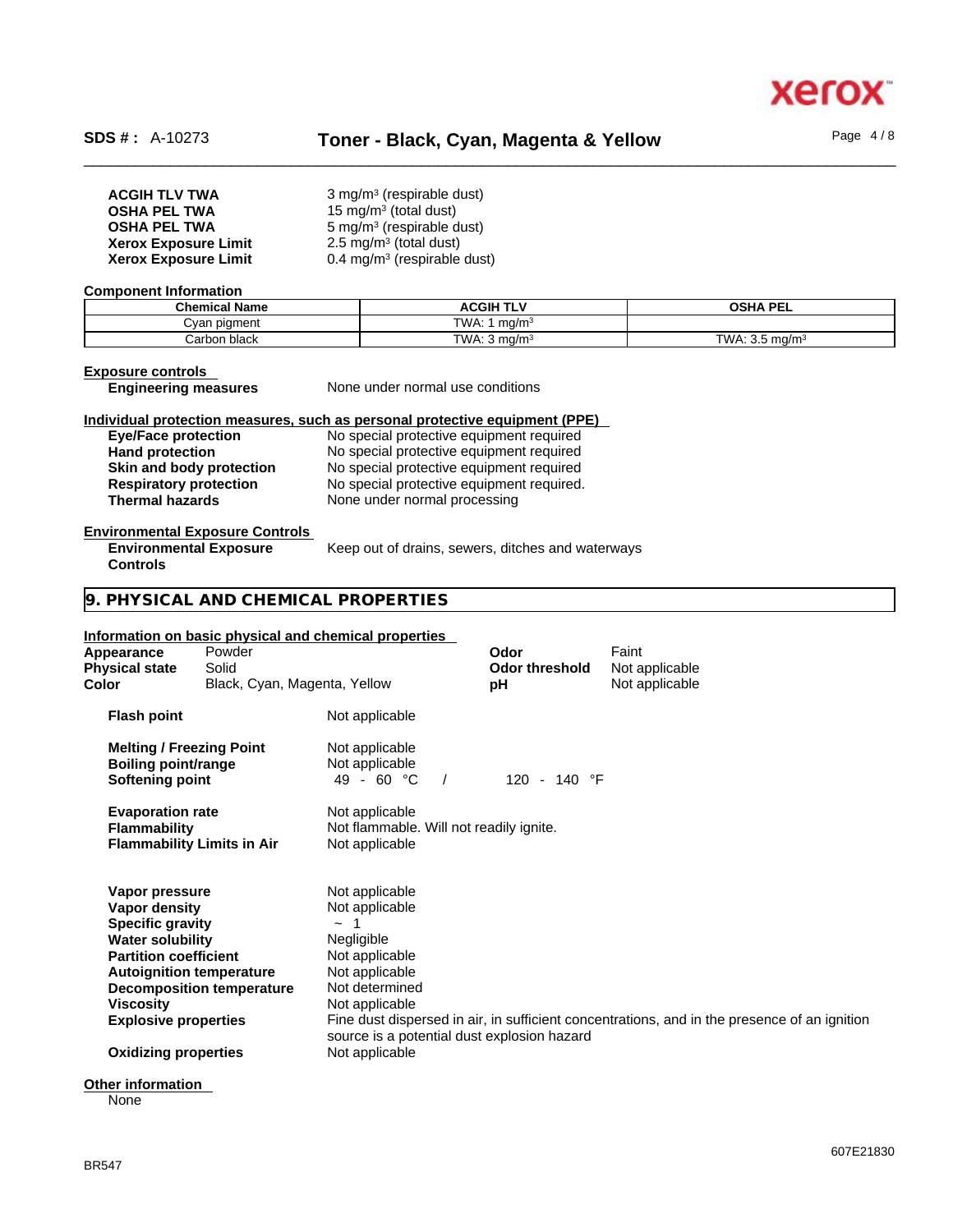| | |
|---|---|
| **ACGIH TLV TWA** | 3 mg/m³ (respirable dust) |
| **OSHA PEL TWA** | 15 mg/m³ (total dust) |
| **OSHA PEL TWA** | 5 mg/m³ (respirable dust) |
| **Xerox Exposure Limit** | 2.5 mg/m³ (total dust) |
| **Xerox Exposure Limit** | 0.4 mg/m³ (respirable dust) |

**Component Information**

| Chemical Name | ACGIH TLV | OSHA PEL |
|---|---|---|
| Cyan pigment | TWA: 1 mg/m³ | |
| Carbon black | TWA: 3 mg/m³ | TWA: 3.5 mg/m³ |

**Exposure controls**

**Engineering measures** None under normal use conditions

**Individual protection measures, such as personal protective equipment (PPE)**

| | |
|---|---|
| **Eye/Face protection** | No special protective equipment required |
| **Hand protection** | No special protective equipment required |
| **Skin and body protection** | No special protective equipment required |
| **Respiratory protection** | No special protective equipment required. |
| **Thermal hazards** | None under normal processing |

**Environmental Exposure Controls**

**Environmental Exposure Controls** Keep out of drains, sewers, ditches and waterways

## 9. PHYSICAL AND CHEMICAL PROPERTIES

**Information on basic physical and chemical properties**

| | | | |
|---|---|---|---|
| **Appearance** | Powder | **Odor** | Faint |
| **Physical state** | Solid | **Odor threshold** | Not applicable |
| **Color** | Black, Cyan, Magenta, Yellow | **pH** | Not applicable |

| | |
|---|---|
| **Flash point** | Not applicable |
| **Melting / Freezing Point** | Not applicable |
| **Boiling point/range** | Not applicable |
| **Softening point** | 49 - 60 °C / 120 - 140 °F |
| **Evaporation rate** | Not applicable |
| **Flammability** | Not flammable. Will not readily ignite. |
| **Flammability Limits in Air** | Not applicable |
| **Vapor pressure** | Not applicable |
| **Vapor density** | Not applicable |
| **Specific gravity** | ~ 1 |
| **Water solubility** | Negligible |
| **Partition coefficient** | Not applicable |
| **Autoignition temperature** | Not applicable |
| **Decomposition temperature** | Not determined |
| **Viscosity** | Not applicable |
| **Explosive properties** | Fine dust dispersed in air, in sufficient concentrations, and in the presence of an ignition source is a potential dust explosion hazard |
| **Oxidizing properties** | Not applicable |

**Other information**

None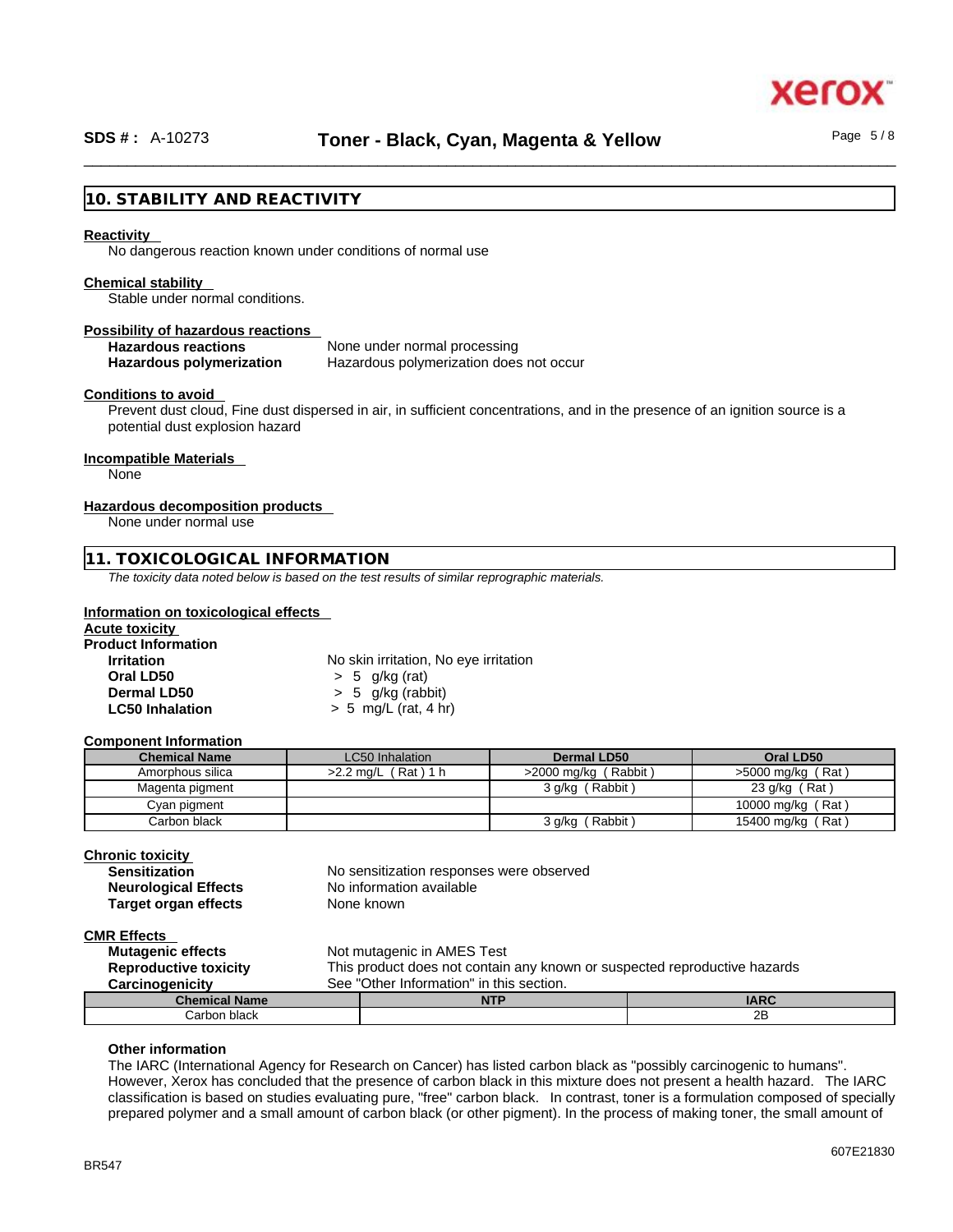## 10. STABILITY AND REACTIVITY

**Reactivity**

No dangerous reaction known under conditions of normal use

**Chemical stability**

Stable under normal conditions.

**Possibility of hazardous reactions**

**Hazardous reactions** None under normal processing

**Hazardous polymerization** Hazardous polymerization does not occur

**Conditions to avoid**

Prevent dust cloud, Fine dust dispersed in air, in sufficient concentrations, and in the presence of an ignition source is a potential dust explosion hazard

**Incompatible Materials**

None

**Hazardous decomposition products**

None under normal use

## 11. TOXICOLOGICAL INFORMATION

*The toxicity data noted below is based on the test results of similar reprographic materials.*

**Information on toxicological effects**

**Acute toxicity**

**Product Information**

**Irritation** No skin irritation, No eye irritation

**Oral LD50** > 5 g/kg (rat)

**Dermal LD50** > 5 g/kg (rabbit)

**LC50 Inhalation** > 5 mg/L (rat, 4 hr)

**Component Information**

| Chemical Name | LC50 Inhalation | Dermal LD50 | Oral LD50 |
|---|---|---|---|
| Amorphous silica | >2.2 mg/L ( Rat ) 1 h | >2000 mg/kg ( Rabbit ) | >5000 mg/kg ( Rat ) |
| Magenta pigment | | 3 g/kg ( Rabbit ) | 23 g/kg ( Rat ) |
| Cyan pigment | | | 10000 mg/kg ( Rat ) |
| Carbon black | | 3 g/kg ( Rabbit ) | 15400 mg/kg ( Rat ) |

**Chronic toxicity**

**Sensitization** No sensitization responses were observed

**Neurological Effects** No information available

**Target organ effects** None known

**CMR Effects**

**Mutagenic effects** Not mutagenic in AMES Test

**Reproductive toxicity** This product does not contain any known or suspected reproductive hazards

**Carcinogenicity** See "Other Information" in this section.

| Chemical Name | NTP | IARC |
|---|---|---|
| Carbon black | | 2B |

**Other information**

The IARC (International Agency for Research on Cancer) has listed carbon black as "possibly carcinogenic to humans". However, Xerox has concluded that the presence of carbon black in this mixture does not present a health hazard. The IARC classification is based on studies evaluating pure, "free" carbon black. In contrast, toner is a formulation composed of specially prepared polymer and a small amount of carbon black (or other pigment). In the process of making toner, the small amount of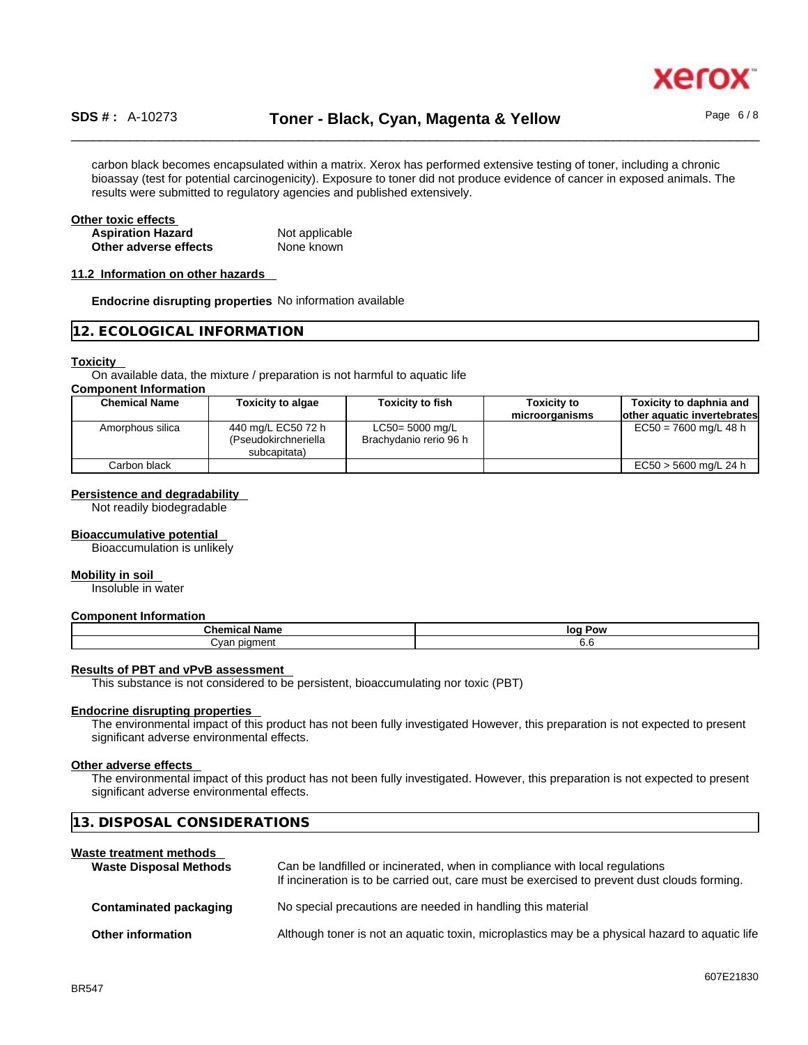carbon black becomes encapsulated within a matrix. Xerox has performed extensive testing of toner, including a chronic bioassay (test for potential carcinogenicity). Exposure to toner did not produce evidence of cancer in exposed animals. The results were submitted to regulatory agencies and published extensively.

**Other toxic effects**

| | |
|---|---|
| **Aspiration Hazard** | Not applicable |
| **Other adverse effects** | None known |

**11.2 Information on other hazards**

**Endocrine disrupting properties** No information available

## 12. ECOLOGICAL INFORMATION

**Toxicity**

On available data, the mixture / preparation is not harmful to aquatic life

**Component Information**

| Chemical Name | Toxicity to algae | Toxicity to fish | Toxicity to microorganisms | Toxicity to daphnia and other aquatic invertebrates |
|---|---|---|---|---|
| Amorphous silica | 440 mg/L EC50 72 h (Pseudokirchneriella subcapitata) | LC50= 5000 mg/L Brachydanio rerio 96 h | | EC50 = 7600 mg/L 48 h |
| Carbon black | | | | EC50 > 5600 mg/L 24 h |

**Persistence and degradability**

Not readily biodegradable

**Bioaccumulative potential**

Bioaccumulation is unlikely

**Mobility in soil**

Insoluble in water

**Component Information**

| Chemical Name | log Pow |
|---|---|
| Cyan pigment | 6.6 |

**Results of PBT and vPvB assessment**

This substance is not considered to be persistent, bioaccumulating nor toxic (PBT)

**Endocrine disrupting properties**

The environmental impact of this product has not been fully investigated However, this preparation is not expected to present significant adverse environmental effects.

**Other adverse effects**

The environmental impact of this product has not been fully investigated. However, this preparation is not expected to present significant adverse environmental effects.

## 13. DISPOSAL CONSIDERATIONS

**Waste treatment methods**

| | |
|---|---|
| **Waste Disposal Methods** | Can be landfilled or incinerated, when in compliance with local regulations<br>If incineration is to be carried out, care must be exercised to prevent dust clouds forming. |
| **Contaminated packaging** | No special precautions are needed in handling this material |
| **Other information** | Although toner is not an aquatic toxin, microplastics may be a physical hazard to aquatic life |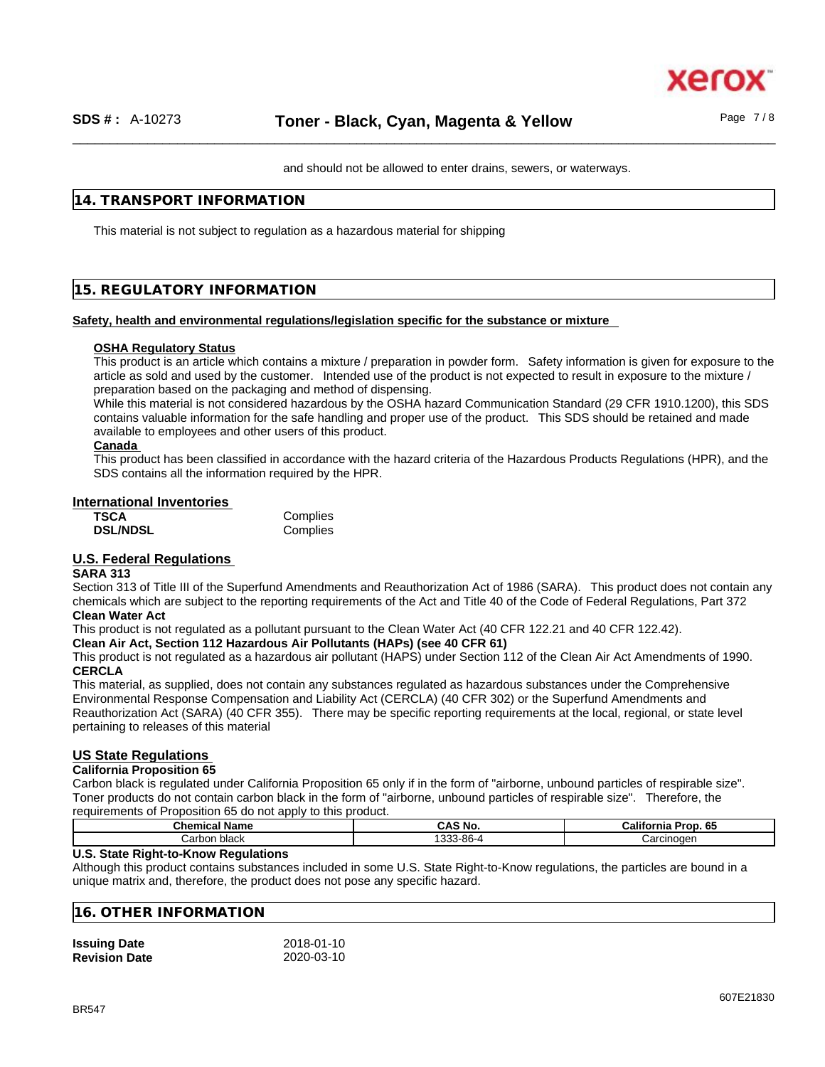and should not be allowed to enter drains, sewers, or waterways.

## 14. TRANSPORT INFORMATION

This material is not subject to regulation as a hazardous material for shipping

## 15. REGULATORY INFORMATION

**Safety, health and environmental regulations/legislation specific for the substance or mixture**

**OSHA Regulatory Status**

This product is an article which contains a mixture / preparation in powder form. Safety information is given for exposure to the article as sold and used by the customer. Intended use of the product is not expected to result in exposure to the mixture / preparation based on the packaging and method of dispensing.

While this material is not considered hazardous by the OSHA hazard Communication Standard (29 CFR 1910.1200), this SDS contains valuable information for the safe handling and proper use of the product. This SDS should be retained and made available to employees and other users of this product.

**Canada**

This product has been classified in accordance with the hazard criteria of the Hazardous Products Regulations (HPR), and the SDS contains all the information required by the HPR.

### International Inventories

| | |
|---|---|
| **TSCA** | Complies |
| **DSL/NDSL** | Complies |

### U.S. Federal Regulations

**SARA 313**

Section 313 of Title III of the Superfund Amendments and Reauthorization Act of 1986 (SARA). This product does not contain any chemicals which are subject to the reporting requirements of the Act and Title 40 of the Code of Federal Regulations, Part 372

**Clean Water Act**

This product is not regulated as a pollutant pursuant to the Clean Water Act (40 CFR 122.21 and 40 CFR 122.42).

**Clean Air Act, Section 112 Hazardous Air Pollutants (HAPs) (see 40 CFR 61)**

This product is not regulated as a hazardous air pollutant (HAPS) under Section 112 of the Clean Air Act Amendments of 1990.

**CERCLA**

This material, as supplied, does not contain any substances regulated as hazardous substances under the Comprehensive Environmental Response Compensation and Liability Act (CERCLA) (40 CFR 302) or the Superfund Amendments and Reauthorization Act (SARA) (40 CFR 355). There may be specific reporting requirements at the local, regional, or state level pertaining to releases of this material

### US State Regulations

**California Proposition 65**

Carbon black is regulated under California Proposition 65 only if in the form of "airborne, unbound particles of respirable size". Toner products do not contain carbon black in the form of "airborne, unbound particles of respirable size". Therefore, the requirements of Proposition 65 do not apply to this product.

| Chemical Name | CAS No. | California Prop. 65 |
|---|---|---|
| Carbon black | 1333-86-4 | Carcinogen |

**U.S. State Right-to-Know Regulations**

Although this product contains substances included in some U.S. State Right-to-Know regulations, the particles are bound in a unique matrix and, therefore, the product does not pose any specific hazard.

## 16. OTHER INFORMATION

| | |
|---|---|
| **Issuing Date** | 2018-01-10 |
| **Revision Date** | 2020-03-10 |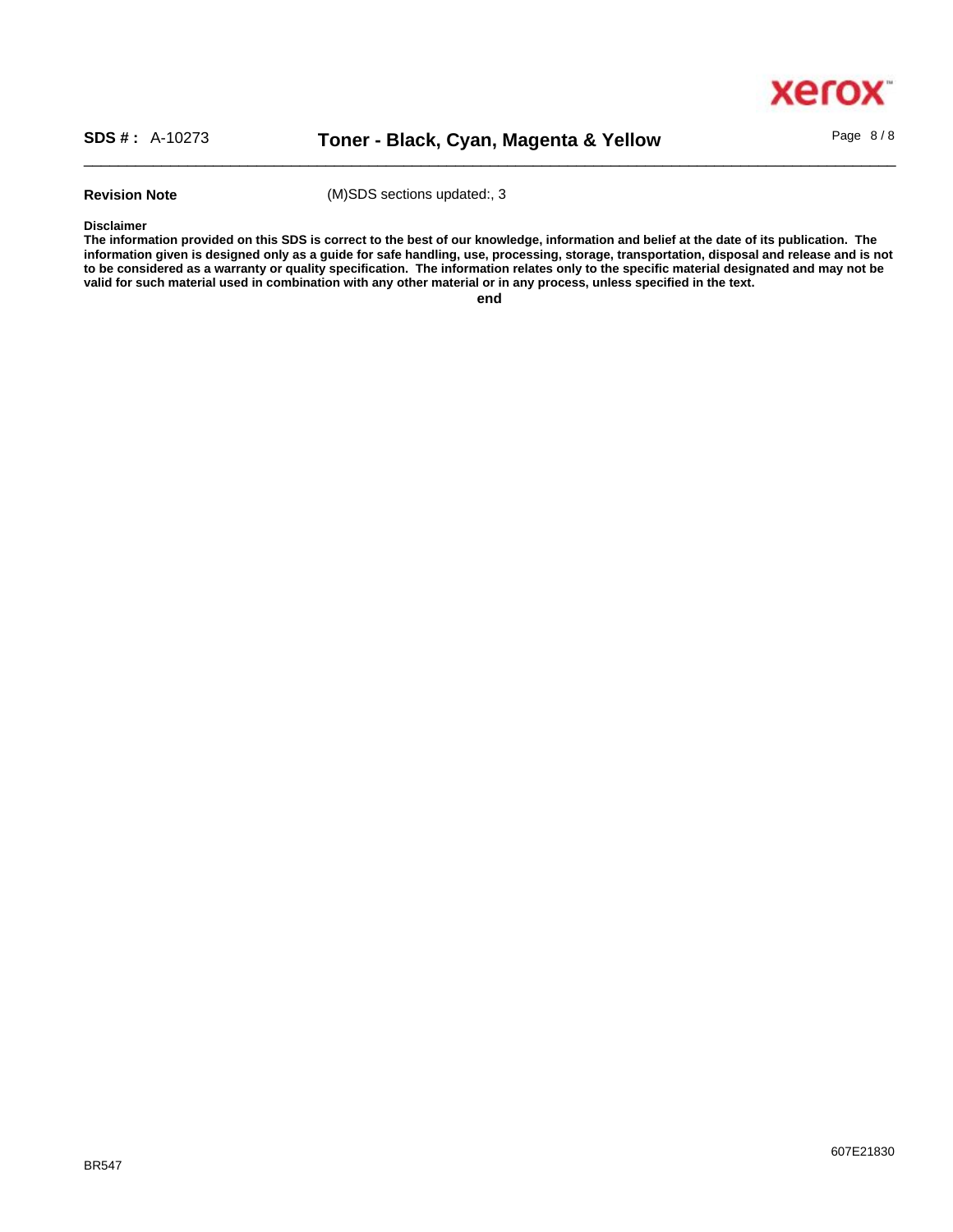**Revision Note** (M)SDS sections updated:, 3

**Disclaimer**

**The information provided on this SDS is correct to the best of our knowledge, information and belief at the date of its publication. The information given is designed only as a guide for safe handling, use, processing, storage, transportation, disposal and release and is not to be considered as a warranty or quality specification. The information relates only to the specific material designated and may not be valid for such material used in combination with any other material or in any process, unless specified in the text.**

**end**